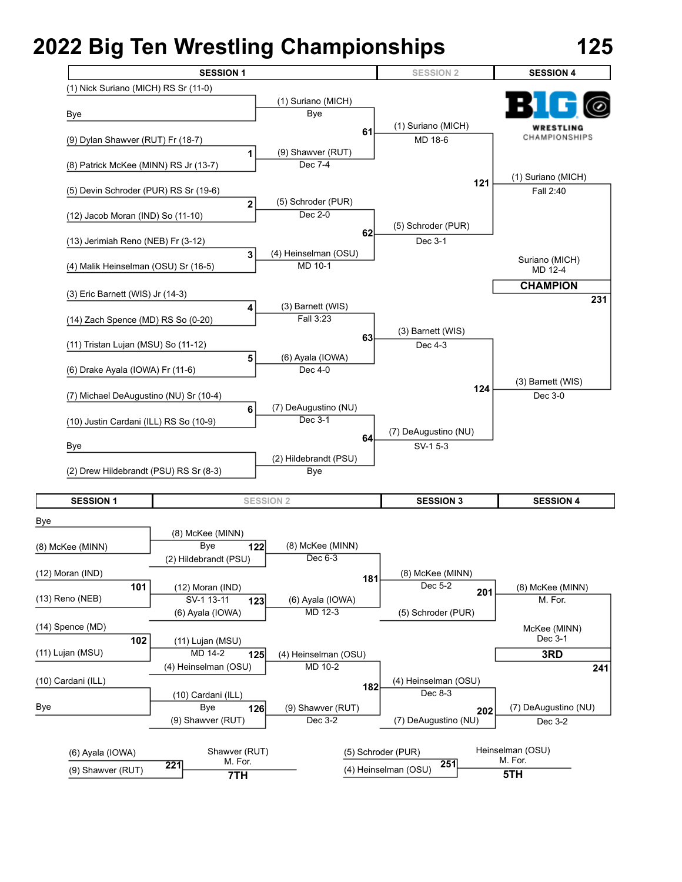# 2022 Big Ten Wrestling Championships

## 125

### Championship Bracket

**SESSION 1** | **SESSION 2** | **SESSION 4**

(1) Nick Suriano (MICH) RS Sr (11-0)
Bye
→ (1) Suriano (MICH) — Bye

(9) Dylan Shawver (RUT) Fr (18-7)
(8) Patrick McKee (MINN) RS Jr (13-7)
Bout 1 → (9) Shawver (RUT) — Dec 7-4

Bout 61 → (1) Suriano (MICH) — MD 18-6

(5) Devin Schroder (PUR) RS Sr (19-6)
(12) Jacob Moran (IND) So (11-10)
Bout 2 → (5) Schroder (PUR) — Dec 2-0

(13) Jerimiah Reno (NEB) Fr (3-12)
(4) Malik Heinselman (OSU) Sr (16-5)
Bout 3 → (4) Heinselman (OSU) — MD 10-1

Bout 62 → (5) Schroder (PUR) — Dec 3-1

Bout 121 → (1) Suriano (MICH) — Fall 2:40

(3) Eric Barnett (WIS) Jr (14-3)
(14) Zach Spence (MD) RS So (0-20)
Bout 4 → (3) Barnett (WIS) — Fall 3:23

(11) Tristan Lujan (MSU) So (11-12)
(6) Drake Ayala (IOWA) Fr (11-6)
Bout 5 → (6) Ayala (IOWA) — Dec 4-0

Bout 63 → (3) Barnett (WIS) — Dec 4-3

(7) Michael DeAugustino (NU) Sr (10-4)
(10) Justin Cardani (ILL) RS So (10-9)
Bout 6 → (7) DeAugustino (NU) — Dec 3-1

Bye
(2) Drew Hildebrandt (PSU) RS Sr (8-3)
→ (2) Hildebrandt (PSU) — Bye

Bout 64 → (7) DeAugustino (NU) — SV-1 5-3

Bout 124 → (3) Barnett (WIS) — Dec 3-0

Bout 231 → Suriano (MICH) — MD 12-4

**CHAMPION**

### Consolation Bracket

**SESSION 1** | **SESSION 2** | **SESSION 3** | **SESSION 4**

Bye
(8) McKee (MINN)
→ (8) McKee (MINN) — Bye

Bout 122: (8) McKee (MINN) vs (2) Hildebrandt (PSU) → (8) McKee (MINN) — Dec 6-3

(12) Moran (IND)
(13) Reno (NEB)
Bout 101 → (12) Moran (IND) — SV-1 13-11

Bout 123: (12) Moran (IND) vs (6) Ayala (IOWA) → (6) Ayala (IOWA) — MD 12-3

Bout 181 → (8) McKee (MINN) — Dec 5-2

Bout 201: (8) McKee (MINN) vs (5) Schroder (PUR) → (8) McKee (MINN) — M. For.

(14) Spence (MD)
(11) Lujan (MSU)
Bout 102 → (11) Lujan (MSU) — MD 14-2

Bout 125: (11) Lujan (MSU) vs (4) Heinselman (OSU) → (4) Heinselman (OSU) — MD 10-2

(10) Cardani (ILL)
Bye
→ (10) Cardani (ILL) — Bye

Bout 126: (10) Cardani (ILL) vs (9) Shawver (RUT) → (9) Shawver (RUT) — Dec 3-2

Bout 182 → (4) Heinselman (OSU) — Dec 8-3

Bout 202: (4) Heinselman (OSU) vs (7) DeAugustino (NU) → (7) DeAugustino (NU) — Dec 3-2

Bout 241 → McKee (MINN) — Dec 3-1

**3RD**

### Placement Matches

Bout 221: (6) Ayala (IOWA) vs (9) Shawver (RUT) → Shawver (RUT) — M. For. — **7TH**

Bout 251: (5) Schroder (PUR) vs (4) Heinselman (OSU) → Heinselman (OSU) — M. For. — **5TH**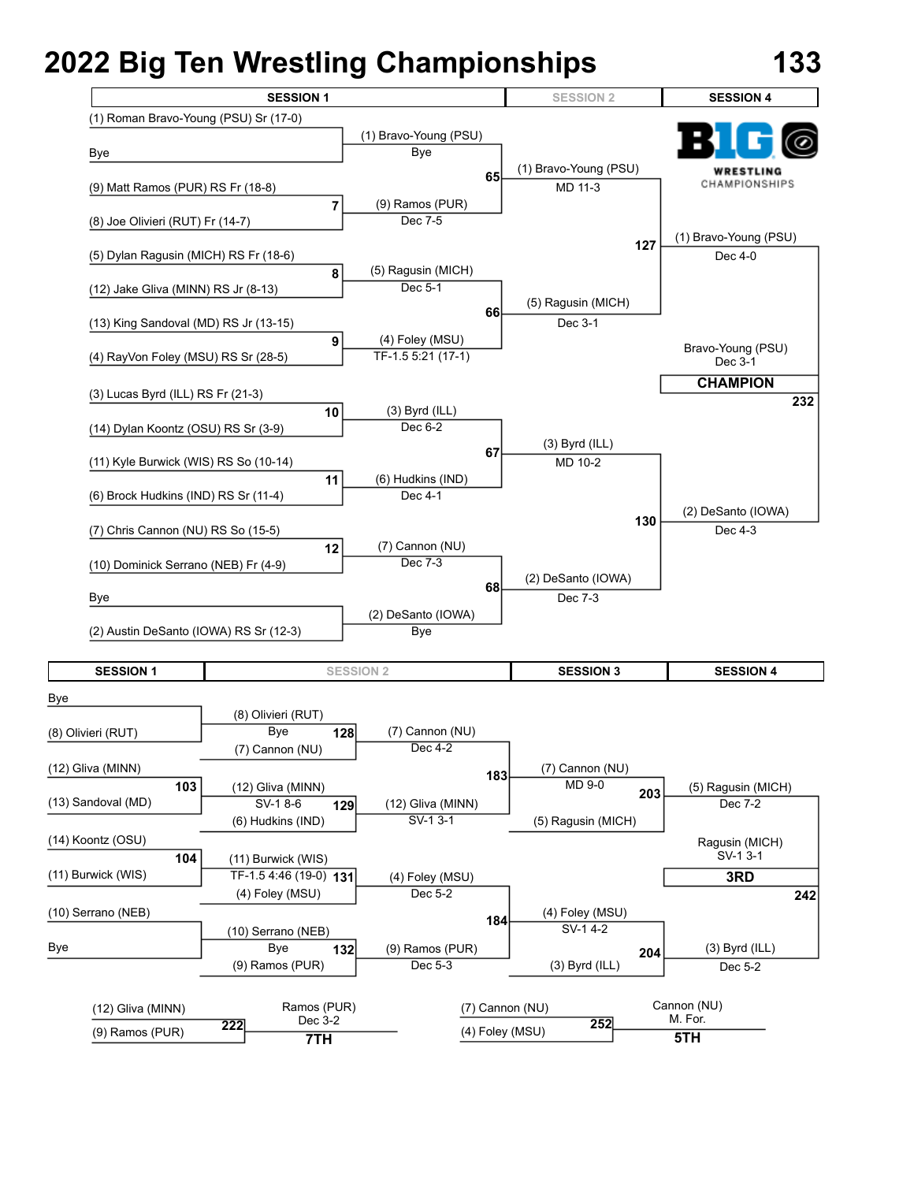# 2022 Big Ten Wrestling Championships

**133**

## Championship Bracket

| SESSION 1 | SESSION 2 | SESSION 4 |
| --- | --- | --- |

**First Round (Session 1)**

- (1) Roman Bravo-Young (PSU) Sr (17-0) vs Bye → (1) Bravo-Young (PSU), Bye
- Bout 7: (9) Matt Ramos (PUR) RS Fr (18-8) vs (8) Joe Olivieri (RUT) Fr (14-7) → (9) Ramos (PUR), Dec 7-5
- Bout 8: (5) Dylan Ragusin (MICH) RS Fr (18-6) vs (12) Jake Gliva (MINN) RS Jr (8-13) → (5) Ragusin (MICH), Dec 5-1
- Bout 9: (13) King Sandoval (MD) RS Jr (13-15) vs (4) RayVon Foley (MSU) RS Sr (28-5) → (4) Foley (MSU), TF-1.5 5:21 (17-1)
- Bout 10: (3) Lucas Byrd (ILL) RS Fr (21-3) vs (14) Dylan Koontz (OSU) RS Sr (3-9) → (3) Byrd (ILL), Dec 6-2
- Bout 11: (11) Kyle Burwick (WIS) RS So (10-14) vs (6) Brock Hudkins (IND) RS Sr (11-4) → (6) Hudkins (IND), Dec 4-1
- Bout 12: (7) Chris Cannon (NU) RS So (15-5) vs (10) Dominick Serrano (NEB) Fr (4-9) → (7) Cannon (NU), Dec 7-3
- Bye vs (2) Austin DeSanto (IOWA) RS Sr (12-3) → (2) DeSanto (IOWA), Bye

**Quarterfinals (Session 1)**

- Bout 65: (1) Bravo-Young (PSU), MD 11-3
- Bout 66: (5) Ragusin (MICH), Dec 3-1
- Bout 67: (3) Byrd (ILL), MD 10-2
- Bout 68: (2) DeSanto (IOWA), Dec 7-3

**Semifinals (Session 2)**

- Bout 127: (1) Bravo-Young (PSU), Dec 4-0
- Bout 130: (2) DeSanto (IOWA), Dec 4-3

**Final (Session 4)**

- Bout 232: Bravo-Young (PSU), Dec 3-1 — **CHAMPION**

## Consolation Bracket

| SESSION 1 | SESSION 2 | SESSION 3 | SESSION 4 |
| --- | --- | --- | --- |

**Session 1**

- Bye vs (8) Olivieri (RUT) → (8) Olivieri (RUT), Bye
- Bout 103: (12) Gliva (MINN) vs (13) Sandoval (MD) → (12) Gliva (MINN), SV-1 8-6
- Bout 104: (14) Koontz (OSU) vs (11) Burwick (WIS) → (11) Burwick (WIS), TF-1.5 4:46 (19-0)
- (10) Serrano (NEB) vs Bye → (10) Serrano (NEB), Bye

**Session 2**

- Bout 128: (8) Olivieri (RUT) vs (7) Cannon (NU) → (7) Cannon (NU), Dec 4-2
- Bout 129: (12) Gliva (MINN) vs (6) Hudkins (IND) → (12) Gliva (MINN), SV-1 3-1
- Bout 131: (11) Burwick (WIS) vs (4) Foley (MSU) → (4) Foley (MSU), Dec 5-2
- Bout 132: (10) Serrano (NEB) vs (9) Ramos (PUR) → (9) Ramos (PUR), Dec 5-3

**Session 3**

- Bout 183: (7) Cannon (NU), MD 9-0
- Bout 184: (4) Foley (MSU), SV-1 4-2
- Bout 203: (7) Cannon (NU) vs (5) Ragusin (MICH) → (5) Ragusin (MICH), Dec 7-2
- Bout 204: (4) Foley (MSU) vs (3) Byrd (ILL) → (3) Byrd (ILL), Dec 5-2

**Session 4**

- Bout 242: Ragusin (MICH), SV-1 3-1 — **3RD**

## Placement Matches

- Bout 222: (12) Gliva (MINN) vs (9) Ramos (PUR) → Ramos (PUR), Dec 3-2 — **7TH**
- Bout 252: (7) Cannon (NU) vs (4) Foley (MSU) → Cannon (NU), M. For. — **5TH**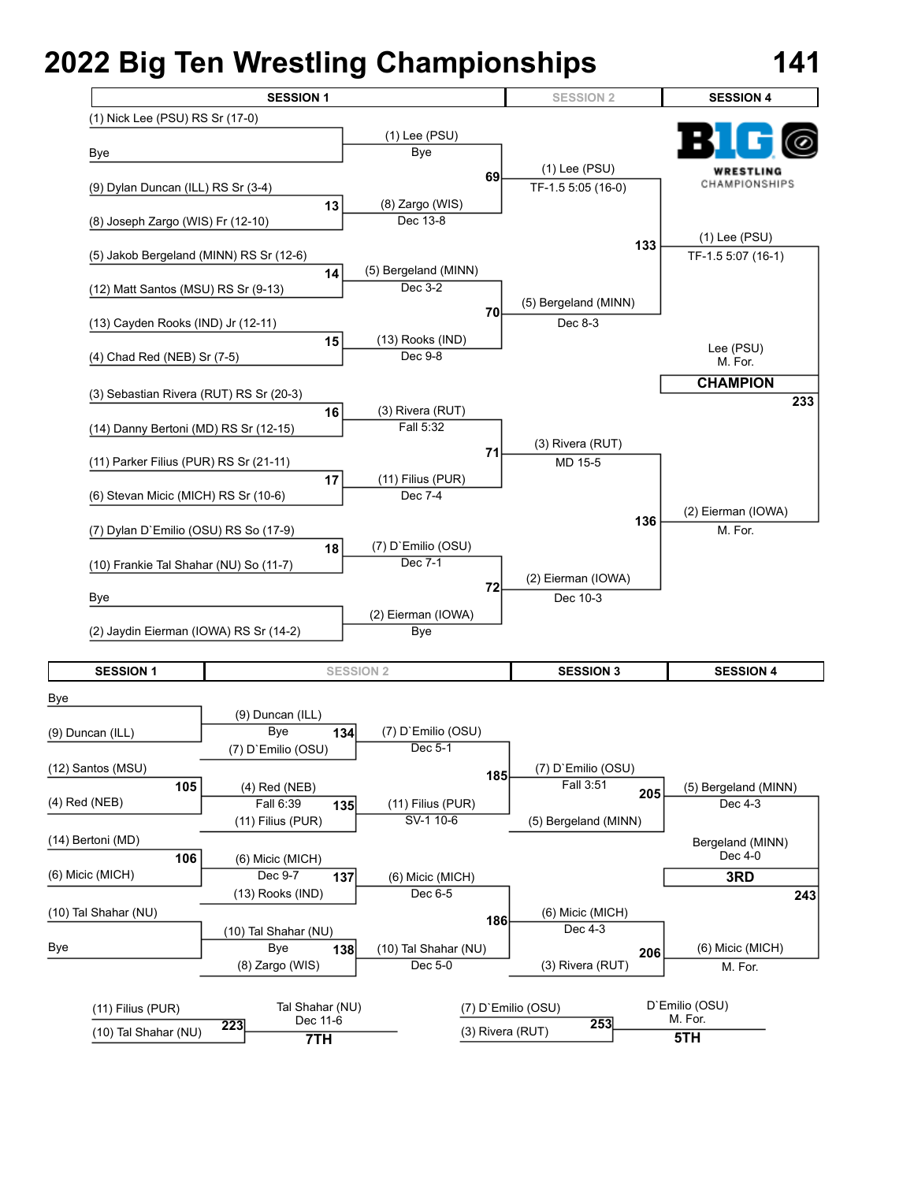# 2022 Big Ten Wrestling Championships

**141**

## Championship Bracket

| SESSION 1 | | SESSION 2 | | SESSION 4 |
|---|---|---|---|---|
| (1) Nick Lee (PSU) RS Sr (17-0) vs Bye | | (1) Lee (PSU) — Bye | | |
| (9) Dylan Duncan (ILL) RS Sr (3-4) vs (8) Joseph Zargo (WIS) Fr (12-10) | 13 | (8) Zargo (WIS) — Dec 13-8 | 69 | (1) Lee (PSU) — TF-1.5 5:05 (16-0) |
| (5) Jakob Bergeland (MINN) RS Sr (12-6) vs (12) Matt Santos (MSU) RS Sr (9-13) | 14 | (5) Bergeland (MINN) — Dec 3-2 | | |
| (13) Cayden Rooks (IND) Jr (12-11) vs (4) Chad Red (NEB) Sr (7-5) | 15 | (13) Rooks (IND) — Dec 9-8 | 70 | (5) Bergeland (MINN) — Dec 8-3 |
| (3) Sebastian Rivera (RUT) RS Sr (20-3) vs (14) Danny Bertoni (MD) RS Sr (12-15) | 16 | (3) Rivera (RUT) — Fall 5:32 | | |
| (11) Parker Filius (PUR) RS Sr (21-11) vs (6) Stevan Micic (MICH) RS Sr (10-6) | 17 | (11) Filius (PUR) — Dec 7-4 | 71 | (3) Rivera (RUT) — MD 15-5 |
| (7) Dylan D`Emilio (OSU) RS So (17-9) vs (10) Frankie Tal Shahar (NU) So (11-7) | 18 | (7) D`Emilio (OSU) — Dec 7-1 | | |
| Bye vs (2) Jaydin Eierman (IOWA) RS Sr (14-2) | | (2) Eierman (IOWA) — Bye | 72 | (2) Eierman (IOWA) — Dec 10-3 |

Semifinals:
- 133: (1) Lee (PSU) — TF-1.5 5:07 (16-1)
- 136: (2) Eierman (IOWA) — M. For.

Final (233): Lee (PSU) — M. For. — **CHAMPION**

## Consolation Bracket

| SESSION 1 | | SESSION 2 | | | | SESSION 3 | | SESSION 4 |
|---|---|---|---|---|---|---|---|---|
| Bye vs (9) Duncan (ILL) | | (9) Duncan (ILL) — Bye; vs (7) D`Emilio (OSU) | 134 | (7) D`Emilio (OSU) — Dec 5-1 | | | | |
| (12) Santos (MSU) vs (4) Red (NEB) | 105 | (4) Red (NEB) — Fall 6:39; vs (11) Filius (PUR) | 135 | (11) Filius (PUR) — SV-1 10-6 | 185 | (7) D`Emilio (OSU) — Fall 3:51; vs (5) Bergeland (MINN) | 205 | (5) Bergeland (MINN) — Dec 4-3 |
| (14) Bertoni (MD) vs (6) Micic (MICH) | 106 | (6) Micic (MICH) — Dec 9-7; vs (13) Rooks (IND) | 137 | (6) Micic (MICH) — Dec 6-5 | | | | |
| (10) Tal Shahar (NU) vs Bye | | (10) Tal Shahar (NU) — Bye; vs (8) Zargo (WIS) | 138 | (10) Tal Shahar (NU) — Dec 5-0 | 186 | (6) Micic (MICH) — Dec 4-3; vs (3) Rivera (RUT) | 206 | (6) Micic (MICH) — M. For. |

3rd place (243): Bergeland (MINN) — Dec 4-0 — **3RD**

5th place (253): (7) D`Emilio (OSU) vs (3) Rivera (RUT) — D`Emilio (OSU) M. For. — **5TH**

7th place (223): (11) Filius (PUR) vs (10) Tal Shahar (NU) — Tal Shahar (NU) Dec 11-6 — **7TH**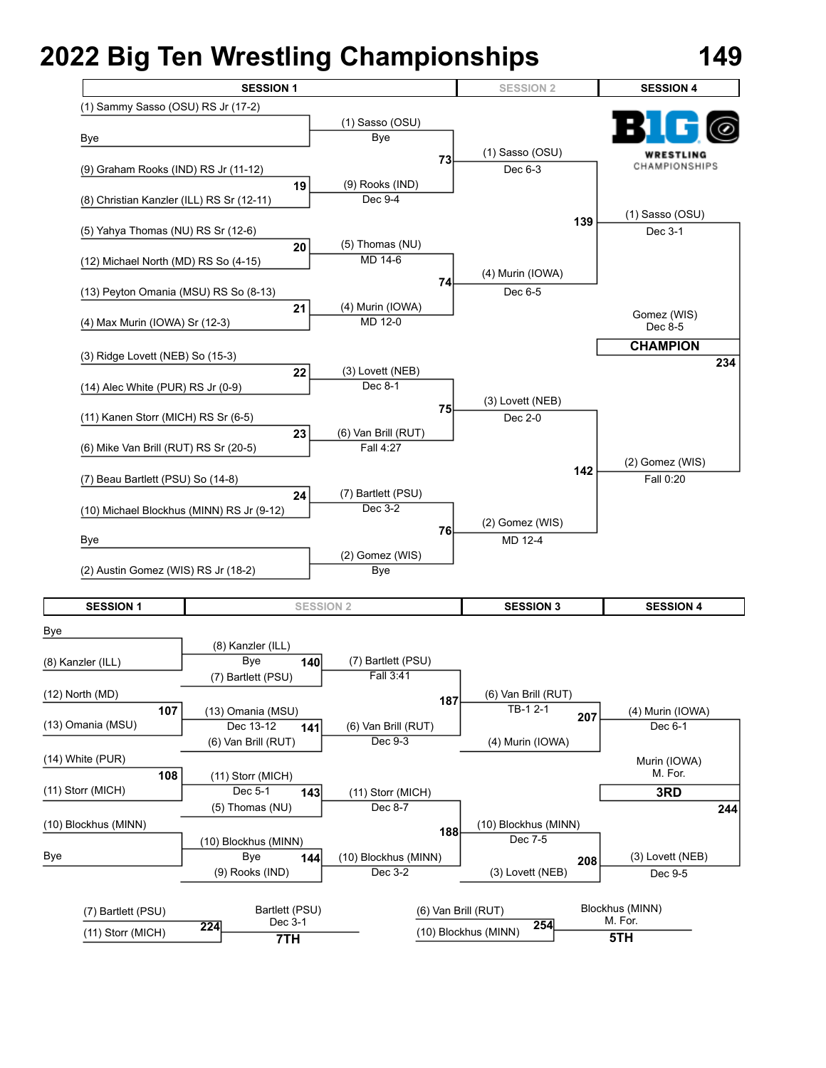# 2022 Big Ten Wrestling Championships

# 149

## Championship Bracket

| SESSION 1 | | SESSION 2 | | SESSION 4 |
|---|---|---|---|---|
| (1) Sammy Sasso (OSU) RS Jr (17-2) vs Bye | | (1) Sasso (OSU) — Bye | | |
| (9) Graham Rooks (IND) RS Jr (11-12) vs (8) Christian Kanzler (ILL) RS Sr (12-11) | 19 | (9) Rooks (IND) — Dec 9-4 | | |
| | 73 | (1) Sasso (OSU) — Dec 6-3 | | |
| (5) Yahya Thomas (NU) RS Sr (12-6) vs (12) Michael North (MD) RS So (4-15) | 20 | (5) Thomas (NU) — MD 14-6 | | |
| (13) Peyton Omania (MSU) RS So (8-13) vs (4) Max Murin (IOWA) Sr (12-3) | 21 | (4) Murin (IOWA) — MD 12-0 | | |
| | 74 | (4) Murin (IOWA) — Dec 6-5 | | |
| | 139 | | | (1) Sasso (OSU) — Dec 3-1 |
| (3) Ridge Lovett (NEB) So (15-3) vs (14) Alec White (PUR) RS Jr (0-9) | 22 | (3) Lovett (NEB) — Dec 8-1 | | |
| (11) Kanen Storr (MICH) RS Sr (6-5) vs (6) Mike Van Brill (RUT) RS Sr (20-5) | 23 | (6) Van Brill (RUT) — Fall 4:27 | | |
| | 75 | (3) Lovett (NEB) — Dec 2-0 | | |
| (7) Beau Bartlett (PSU) So (14-8) vs (10) Michael Blockhus (MINN) RS Jr (9-12) | 24 | (7) Bartlett (PSU) — Dec 3-2 | | |
| Bye vs (2) Austin Gomez (WIS) RS Jr (18-2) | | (2) Gomez (WIS) — Bye | | |
| | 76 | (2) Gomez (WIS) — MD 12-4 | | |
| | 142 | | | (2) Gomez (WIS) — Fall 0:20 |
| | 234 | | | **CHAMPION:** Gomez (WIS) — Dec 8-5 |

## Consolation Bracket

| SESSION 1 | | SESSION 2 | | SESSION 3 | | SESSION 4 |
|---|---|---|---|---|---|---|
| Bye vs (8) Kanzler (ILL) | | (8) Kanzler (ILL) — Bye | | | | |
| | 140 | (8) Kanzler (ILL) vs (7) Bartlett (PSU) → (7) Bartlett (PSU) — Fall 3:41 | | | | |
| (12) North (MD) vs (13) Omania (MSU) | 107 | (13) Omania (MSU) — Dec 13-12 | | | | |
| | 141 | (13) Omania (MSU) vs (6) Van Brill (RUT) → (6) Van Brill (RUT) — Dec 9-3 | | | | |
| | | | 187 | (6) Van Brill (RUT) — TB-1 2-1 | | |
| | | | | | 207 | (4) Murin (IOWA) — Dec 6-1 (vs (4) Murin (IOWA)) |
| (14) White (PUR) vs (11) Storr (MICH) | 108 | (11) Storr (MICH) — Dec 5-1 | | | | |
| | 143 | (11) Storr (MICH) vs (5) Thomas (NU) → (11) Storr (MICH) — Dec 8-7 | | | | |
| (10) Blockhus (MINN) vs Bye | | (10) Blockhus (MINN) — Bye | | | | |
| | 144 | (10) Blockhus (MINN) vs (9) Rooks (IND) → (10) Blockhus (MINN) — Dec 3-2 | | | | |
| | | | 188 | (10) Blockhus (MINN) — Dec 7-5 | | |
| | | | | | 208 | (3) Lovett (NEB) — Dec 9-5 (vs (3) Lovett (NEB)) |
| | | | | | 244 | **3RD:** Murin (IOWA) — M. For. |

## Placement Matches

| Match | Bout | Result | Place |
|---|---|---|---|
| (7) Bartlett (PSU) vs (11) Storr (MICH) | 224 | Bartlett (PSU) — Dec 3-1 | **7TH** |
| (6) Van Brill (RUT) vs (10) Blockhus (MINN) | 254 | Blockhus (MINN) — M. For. | **5TH** |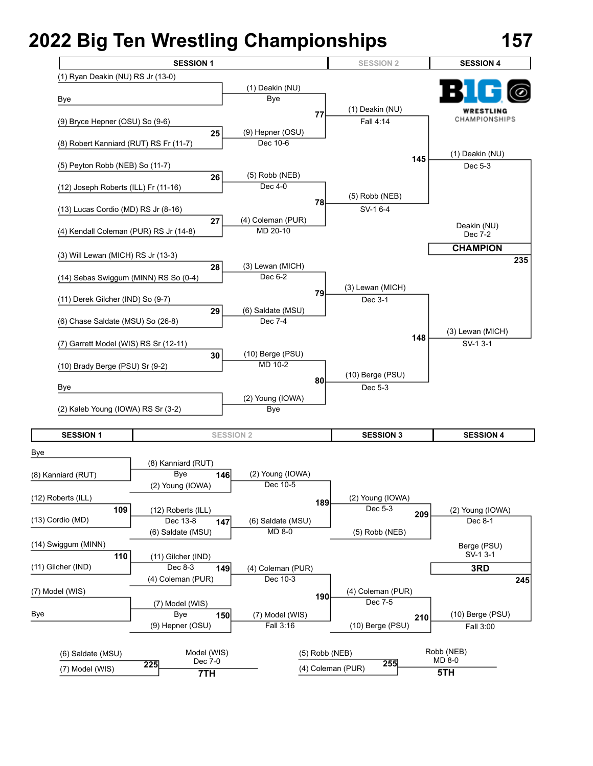# 2022 Big Ten Wrestling Championships — 157

## Championship Bracket

| SESSION 1 | | SESSION 2 | | SESSION 4 |
|---|---|---|---|---|
| (1) Ryan Deakin (NU) RS Jr (13-0) vs Bye | | (1) Deakin (NU) — Bye | | |
| (9) Bryce Hepner (OSU) So (9-6) vs (8) Robert Kanniard (RUT) RS Fr (11-7) | 25 | (9) Hepner (OSU) — Dec 10-6 | | |
| | | Bout 77: (1) Deakin (NU) — Fall 4:14 | | |
| (5) Peyton Robb (NEB) So (11-7) vs (12) Joseph Roberts (ILL) Fr (11-16) | 26 | (5) Robb (NEB) — Dec 4-0 | | |
| (13) Lucas Cordio (MD) RS Jr (8-16) vs (4) Kendall Coleman (PUR) RS Jr (14-8) | 27 | (4) Coleman (PUR) — MD 20-10 | | |
| | | Bout 78: (5) Robb (NEB) — SV-1 6-4 | | |
| | | | Bout 145 | (1) Deakin (NU) — Dec 5-3 |
| (3) Will Lewan (MICH) RS Jr (13-3) vs (14) Sebas Swiggum (MINN) RS So (0-4) | 28 | (3) Lewan (MICH) — Dec 6-2 | | |
| (11) Derek Gilcher (IND) So (9-7) vs (6) Chase Saldate (MSU) So (26-8) | 29 | (6) Saldate (MSU) — Dec 7-4 | | |
| | | Bout 79: (3) Lewan (MICH) — Dec 3-1 | | |
| (7) Garrett Model (WIS) RS Sr (12-11) vs (10) Brady Berge (PSU) Sr (9-2) | 30 | (10) Berge (PSU) — MD 10-2 | | |
| Bye vs (2) Kaleb Young (IOWA) RS Sr (3-2) | | (2) Young (IOWA) — Bye | | |
| | | Bout 80: (10) Berge (PSU) — Dec 5-3 | | |
| | | | Bout 148 | (3) Lewan (MICH) — SV-1 3-1 |

**CHAMPION** (Bout 235): Deakin (NU) — Dec 7-2

## Consolation Bracket

| SESSION 1 | SESSION 2 | | SESSION 3 | SESSION 4 |
|---|---|---|---|---|
| Bye vs (8) Kanniard (RUT) | (8) Kanniard (RUT) — Bye | Bout 146: (2) Young (IOWA) — Dec 10-5 | | |
| | vs (2) Young (IOWA) | | | |
| (12) Roberts (ILL) vs (13) Cordio (MD) — Bout 109 | (12) Roberts (ILL) — Dec 13-8 | Bout 147: (6) Saldate (MSU) — MD 8-0 | | |
| | vs (6) Saldate (MSU) | | | |
| | | | Bout 189: (2) Young (IOWA) — Dec 5-3 | |
| | | | vs (5) Robb (NEB) | Bout 209: (2) Young (IOWA) — Dec 8-1 |
| (14) Swiggum (MINN) vs (11) Gilcher (IND) — Bout 110 | (11) Gilcher (IND) — Dec 8-3 | Bout 149: (4) Coleman (PUR) — Dec 10-3 | | |
| | vs (4) Coleman (PUR) | | | |
| (7) Model (WIS) vs Bye | (7) Model (WIS) — Bye | Bout 150: (7) Model (WIS) — Fall 3:16 | | |
| | vs (9) Hepner (OSU) | | | |
| | | | Bout 190: (4) Coleman (PUR) — Dec 7-5 | |
| | | | vs (10) Berge (PSU) | Bout 210: (10) Berge (PSU) — Fall 3:00 |

**3RD** (Bout 245): Berge (PSU) — SV-1 3-1

**7TH** (Bout 225): (6) Saldate (MSU) vs (7) Model (WIS) — Model (WIS) Dec 7-0

**5TH** (Bout 255): (5) Robb (NEB) vs (4) Coleman (PUR) — Robb (NEB) MD 8-0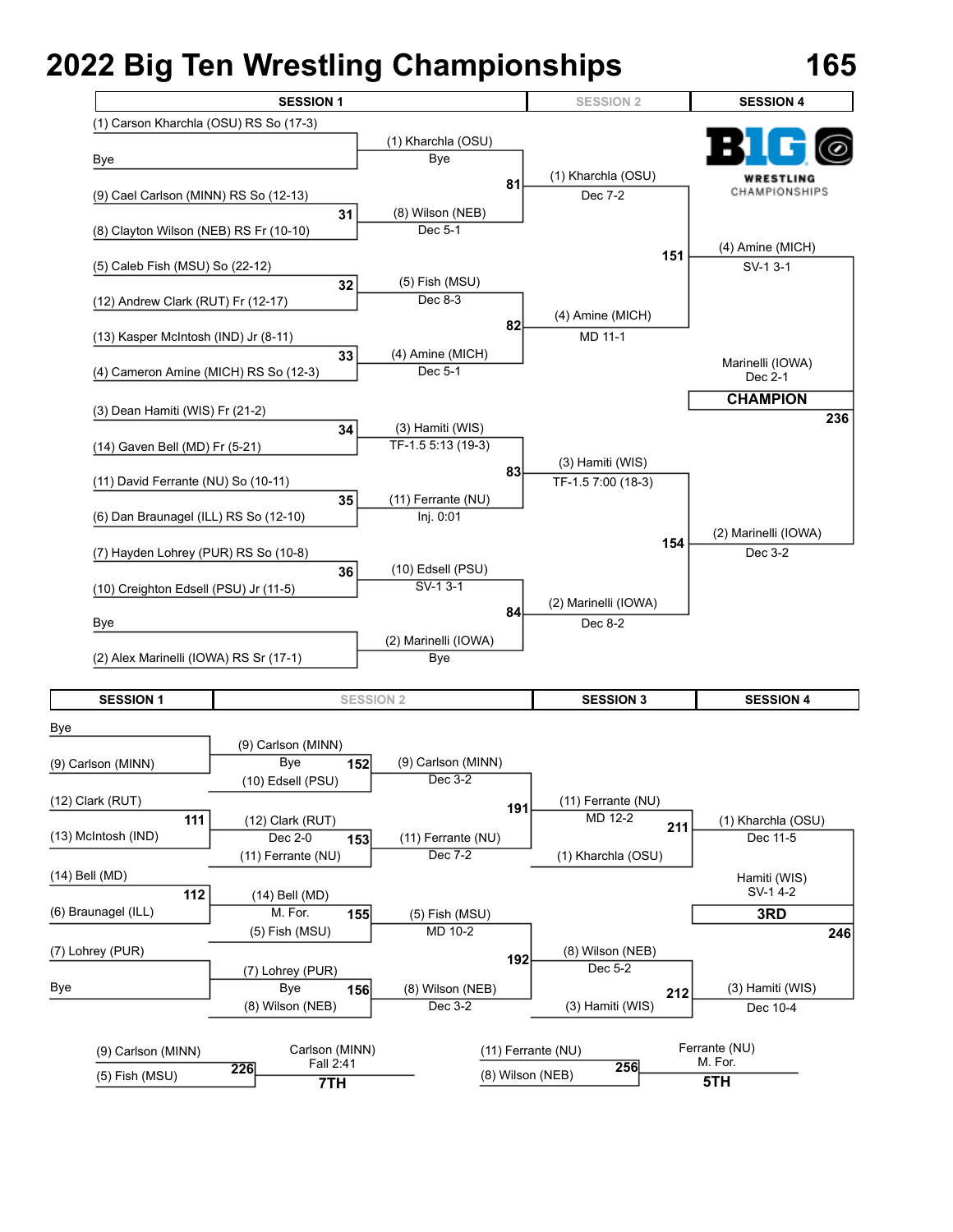# 2022 Big Ten Wrestling Championships

## 165

### Championship Bracket

| SESSION 1 | | SESSION 2 | | SESSION 4 |
|---|---|---|---|---|
| (1) Carson Kharchla (OSU) RS So (17-3) vs Bye | | (1) Kharchla (OSU) Bye | | |
| (9) Cael Carlson (MINN) RS So (12-13) vs (8) Clayton Wilson (NEB) RS Fr (10-10) | 31 | (8) Wilson (NEB) Dec 5-1 | 81 | (1) Kharchla (OSU) Dec 7-2 |
| (5) Caleb Fish (MSU) So (22-12) vs (12) Andrew Clark (RUT) Fr (12-17) | 32 | (5) Fish (MSU) Dec 8-3 | | |
| (13) Kasper McIntosh (IND) Jr (8-11) vs (4) Cameron Amine (MICH) RS So (12-3) | 33 | (4) Amine (MICH) Dec 5-1 | 82 | (4) Amine (MICH) MD 11-1 |
| (3) Dean Hamiti (WIS) Fr (21-2) vs (14) Gaven Bell (MD) Fr (5-21) | 34 | (3) Hamiti (WIS) TF-1.5 5:13 (19-3) | | |
| (11) David Ferrante (NU) So (10-11) vs (6) Dan Braunagel (ILL) RS So (12-10) | 35 | (11) Ferrante (NU) Inj. 0:01 | 83 | (3) Hamiti (WIS) TF-1.5 7:00 (18-3) |
| (7) Hayden Lohrey (PUR) RS So (10-8) vs (10) Creighton Edsell (PSU) Jr (11-5) | 36 | (10) Edsell (PSU) SV-1 3-1 | | |
| Bye vs (2) Alex Marinelli (IOWA) RS Sr (17-1) | | (2) Marinelli (IOWA) Bye | 84 | (2) Marinelli (IOWA) Dec 8-2 |

**Semifinals**

- 151: (4) Amine (MICH) SV-1 3-1
- 154: (2) Marinelli (IOWA) Dec 3-2

**CHAMPION** (236): Marinelli (IOWA) Dec 2-1

### Consolation Bracket

| SESSION 1 | | SESSION 2 | | | SESSION 3 | | SESSION 4 |
|---|---|---|---|---|---|---|---|
| Bye vs (9) Carlson (MINN) | | (9) Carlson (MINN) Bye | 152 | (9) Carlson (MINN) Dec 3-2 (vs (10) Edsell (PSU)) | | | |
| (12) Clark (RUT) vs (13) McIntosh (IND) | 111 | (12) Clark (RUT) Dec 2-0 | 153 | (11) Ferrante (NU) Dec 7-2 (vs (11) Ferrante (NU)) | 191 | (11) Ferrante (NU) MD 12-2 | |
| | | | | | 211 | (1) Kharchla (OSU) Dec 11-5 (vs (1) Kharchla (OSU)) | |
| (14) Bell (MD) vs (6) Braunagel (ILL) | 112 | (14) Bell (MD) M. For. | 155 | (5) Fish (MSU) MD 10-2 (vs (5) Fish (MSU)) | | | |
| (7) Lohrey (PUR) vs Bye | | (7) Lohrey (PUR) Bye | 156 | (8) Wilson (NEB) Dec 3-2 (vs (8) Wilson (NEB)) | 192 | (8) Wilson (NEB) Dec 5-2 | |
| | | | | | 212 | (3) Hamiti (WIS) Dec 10-4 (vs (3) Hamiti (WIS)) | |

**3RD** (246): Hamiti (WIS) SV-1 4-2

**7TH** (226): (9) Carlson (MINN) vs (5) Fish (MSU) — Carlson (MINN) Fall 2:41

**5TH** (256): (11) Ferrante (NU) vs (8) Wilson (NEB) — Ferrante (NU) M. For.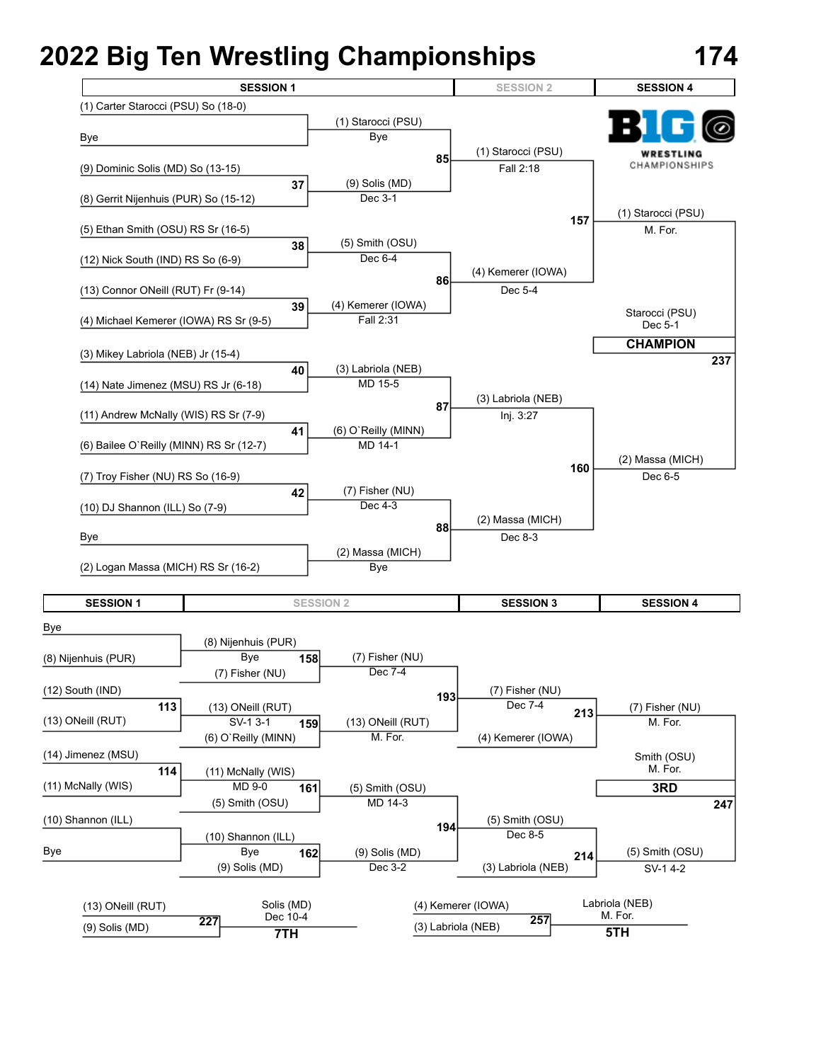# 2022 Big Ten Wrestling Championships — 174

## Championship Bracket

| SESSION 1 | SESSION 2 | SESSION 4 |
|---|---|---|

**First Round (Session 1)**

- (1) Carter Starocci (PSU) So (18-0) vs. Bye → (1) Starocci (PSU) Bye
- Bout 37: (9) Dominic Solis (MD) So (13-15) vs. (8) Gerrit Nijenhuis (PUR) So (15-12) → (9) Solis (MD) Dec 3-1
- Bout 38: (5) Ethan Smith (OSU) RS Sr (16-5) vs. (12) Nick South (IND) RS So (6-9) → (5) Smith (OSU) Dec 6-4
- Bout 39: (13) Connor ONeill (RUT) Fr (9-14) vs. (4) Michael Kemerer (IOWA) RS Sr (9-5) → (4) Kemerer (IOWA) Fall 2:31
- Bout 40: (3) Mikey Labriola (NEB) Jr (15-4) vs. (14) Nate Jimenez (MSU) RS Jr (6-18) → (3) Labriola (NEB) MD 15-5
- Bout 41: (11) Andrew McNally (WIS) RS Sr (7-9) vs. (6) Bailee O`Reilly (MINN) RS Sr (12-7) → (6) O`Reilly (MINN) MD 14-1
- Bout 42: (7) Troy Fisher (NU) RS So (16-9) vs. (10) DJ Shannon (ILL) So (7-9) → (7) Fisher (NU) Dec 4-3
- Bye vs. (2) Logan Massa (MICH) RS Sr (16-2) → (2) Massa (MICH) Bye

**Quarterfinals (Session 1)**

- Bout 85: (1) Starocci (PSU) Fall 2:18
- Bout 86: (4) Kemerer (IOWA) Dec 5-4
- Bout 87: (3) Labriola (NEB) Inj. 3:27
- Bout 88: (2) Massa (MICH) Dec 8-3

**Semifinals (Session 2)**

- Bout 157: (1) Starocci (PSU) M. For.
- Bout 160: (2) Massa (MICH) Dec 6-5

**Final (Session 4)**

- Bout 237: Starocci (PSU) Dec 5-1 — **CHAMPION**

## Consolation Bracket

| SESSION 1 | SESSION 2 | SESSION 3 | SESSION 4 |
|---|---|---|---|

**Session 1**

- Bye vs. (8) Nijenhuis (PUR) → (8) Nijenhuis (PUR) Bye
- Bout 113: (12) South (IND) vs. (13) ONeill (RUT) → (13) ONeill (RUT) SV-1 3-1
- Bout 114: (14) Jimenez (MSU) vs. (11) McNally (WIS) → (11) McNally (WIS) MD 9-0
- (10) Shannon (ILL) vs. Bye → (10) Shannon (ILL) Bye

**Session 2**

- Bout 158: (8) Nijenhuis (PUR) vs. (7) Fisher (NU) → (7) Fisher (NU) Dec 7-4
- Bout 159: (13) ONeill (RUT) vs. (6) O`Reilly (MINN) → (13) ONeill (RUT) M. For.
- Bout 161: (11) McNally (WIS) vs. (5) Smith (OSU) → (5) Smith (OSU) MD 14-3
- Bout 162: (10) Shannon (ILL) vs. (9) Solis (MD) → (9) Solis (MD) Dec 3-2

**Session 3**

- Bout 193: (7) Fisher (NU) vs. (13) ONeill (RUT) → (7) Fisher (NU) Dec 7-4
- Bout 194: (5) Smith (OSU) vs. (9) Solis (MD) → (5) Smith (OSU) Dec 8-5
- Bout 213: (7) Fisher (NU) vs. (4) Kemerer (IOWA) → (7) Fisher (NU) M. For.
- Bout 214: (5) Smith (OSU) vs. (3) Labriola (NEB) → (5) Smith (OSU) SV-1 4-2

**Session 4**

- Bout 247: Smith (OSU) M. For. — **3RD**

## Placement Matches

- Bout 227: (13) ONeill (RUT) vs. (9) Solis (MD) → Solis (MD) Dec 10-4 — **7TH**
- Bout 257: (4) Kemerer (IOWA) vs. (3) Labriola (NEB) → Labriola (NEB) M. For. — **5TH**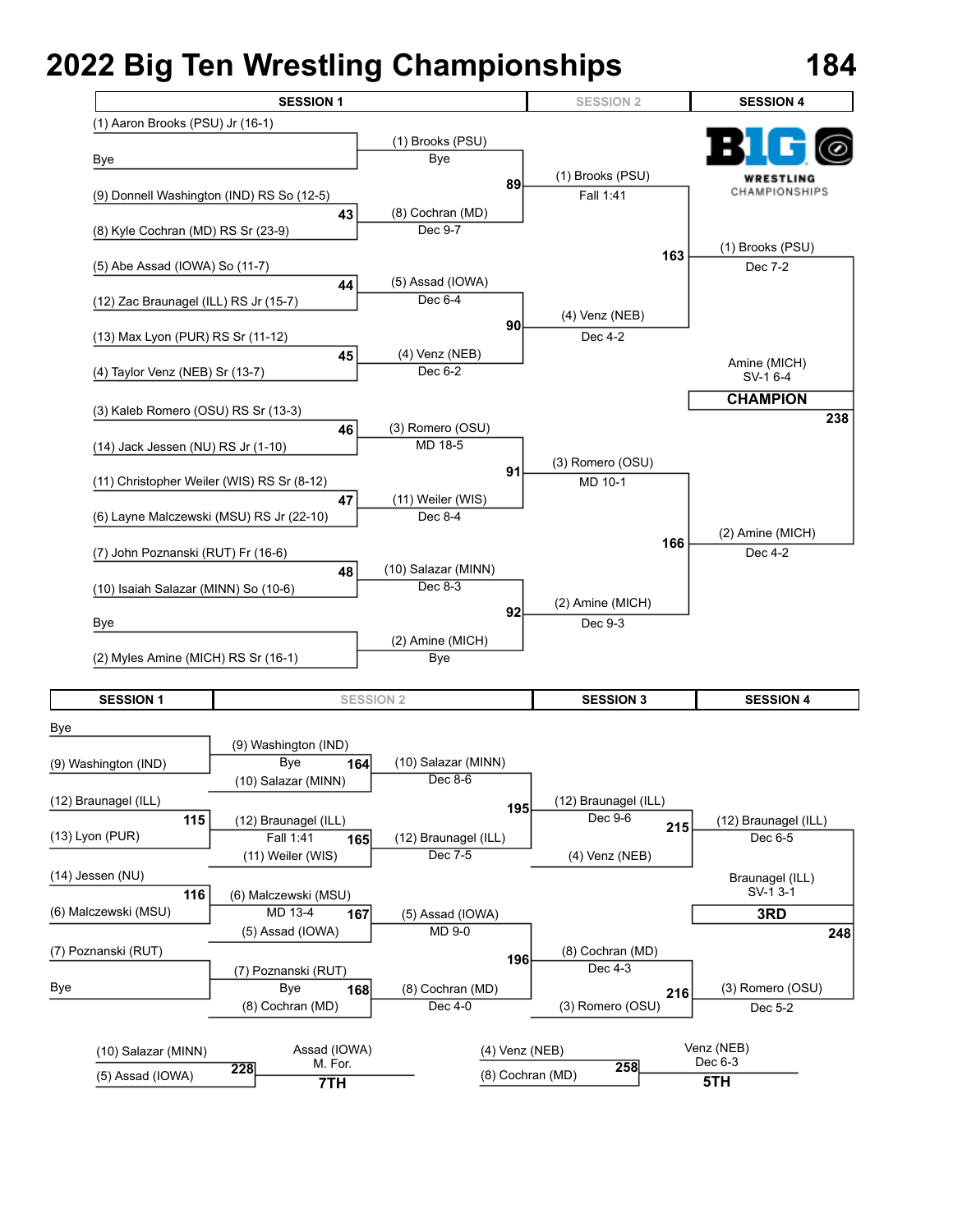# 2022 Big Ten Wrestling Championships

## 184

### Championship Bracket

| SESSION 1 | SESSION 2 | | SESSION 4 |
|---|---|---|---|
| (1) Aaron Brooks (PSU) Jr (16-1) | | | |
| Bye | (1) Brooks (PSU) Bye | | |
| (9) Donnell Washington (IND) RS So (12-5) | | 89: (1) Brooks (PSU) Fall 1:41 | |
| (8) Kyle Cochran (MD) RS Sr (23-9) | 43: (8) Cochran (MD) Dec 9-7 | | |
| (5) Abe Assad (IOWA) So (11-7) | | | 163: (1) Brooks (PSU) Dec 7-2 |
| (12) Zac Braunagel (ILL) RS Jr (15-7) | 44: (5) Assad (IOWA) Dec 6-4 | | |
| (13) Max Lyon (PUR) RS Sr (11-12) | | 90: (4) Venz (NEB) Dec 4-2 | |
| (4) Taylor Venz (NEB) Sr (13-7) | 45: (4) Venz (NEB) Dec 6-2 | | |
| (3) Kaleb Romero (OSU) RS Sr (13-3) | | | **CHAMPION** 238: Amine (MICH) SV-1 6-4 |
| (14) Jack Jessen (NU) RS Jr (1-10) | 46: (3) Romero (OSU) MD 18-5 | | |
| (11) Christopher Weiler (WIS) RS Sr (8-12) | | 91: (3) Romero (OSU) MD 10-1 | |
| (6) Layne Malczewski (MSU) RS Jr (22-10) | 47: (11) Weiler (WIS) Dec 8-4 | | |
| (7) John Poznanski (RUT) Fr (16-6) | | | 166: (2) Amine (MICH) Dec 4-2 |
| (10) Isaiah Salazar (MINN) So (10-6) | 48: (10) Salazar (MINN) Dec 8-3 | | |
| Bye | | 92: (2) Amine (MICH) Dec 9-3 | |
| (2) Myles Amine (MICH) RS Sr (16-1) | (2) Amine (MICH) Bye | | |

### Consolation Bracket

| SESSION 1 | SESSION 2 | | SESSION 3 | SESSION 4 |
|---|---|---|---|---|
| Bye | | | | |
| (9) Washington (IND) | 164: (9) Washington (IND) Bye | | | |
| | (10) Salazar (MINN) | 195: (10) Salazar (MINN) Dec 8-6 | | |
| (12) Braunagel (ILL) | | | 215: (12) Braunagel (ILL) Dec 9-6 | |
| (13) Lyon (PUR) | 115: (12) Braunagel (ILL) Fall 1:41 | | | 248: (12) Braunagel (ILL) Dec 6-5 |
| | (11) Weiler (WIS) | 165: (12) Braunagel (ILL) Dec 7-5 | (4) Venz (NEB) | |
| (14) Jessen (NU) | | | | **3RD**: Braunagel (ILL) SV-1 3-1 |
| (6) Malczewski (MSU) | 116: (6) Malczewski (MSU) MD 13-4 | | | |
| | (5) Assad (IOWA) | 167: (5) Assad (IOWA) MD 9-0 | | |
| (7) Poznanski (RUT) | | | 216: (8) Cochran (MD) Dec 4-3 | |
| Bye | 168: (7) Poznanski (RUT) Bye | 196: (8) Cochran (MD) Dec 4-0 | | (3) Romero (OSU) Dec 5-2 |
| | (8) Cochran (MD) | | (3) Romero (OSU) | |

### Placement Matches

| Match | Wrestlers | Result |
|---|---|---|
| 228 (7TH) | (10) Salazar (MINN) vs (5) Assad (IOWA) | Assad (IOWA) M. For. |
| 258 (5TH) | (4) Venz (NEB) vs (8) Cochran (MD) | Venz (NEB) Dec 6-3 |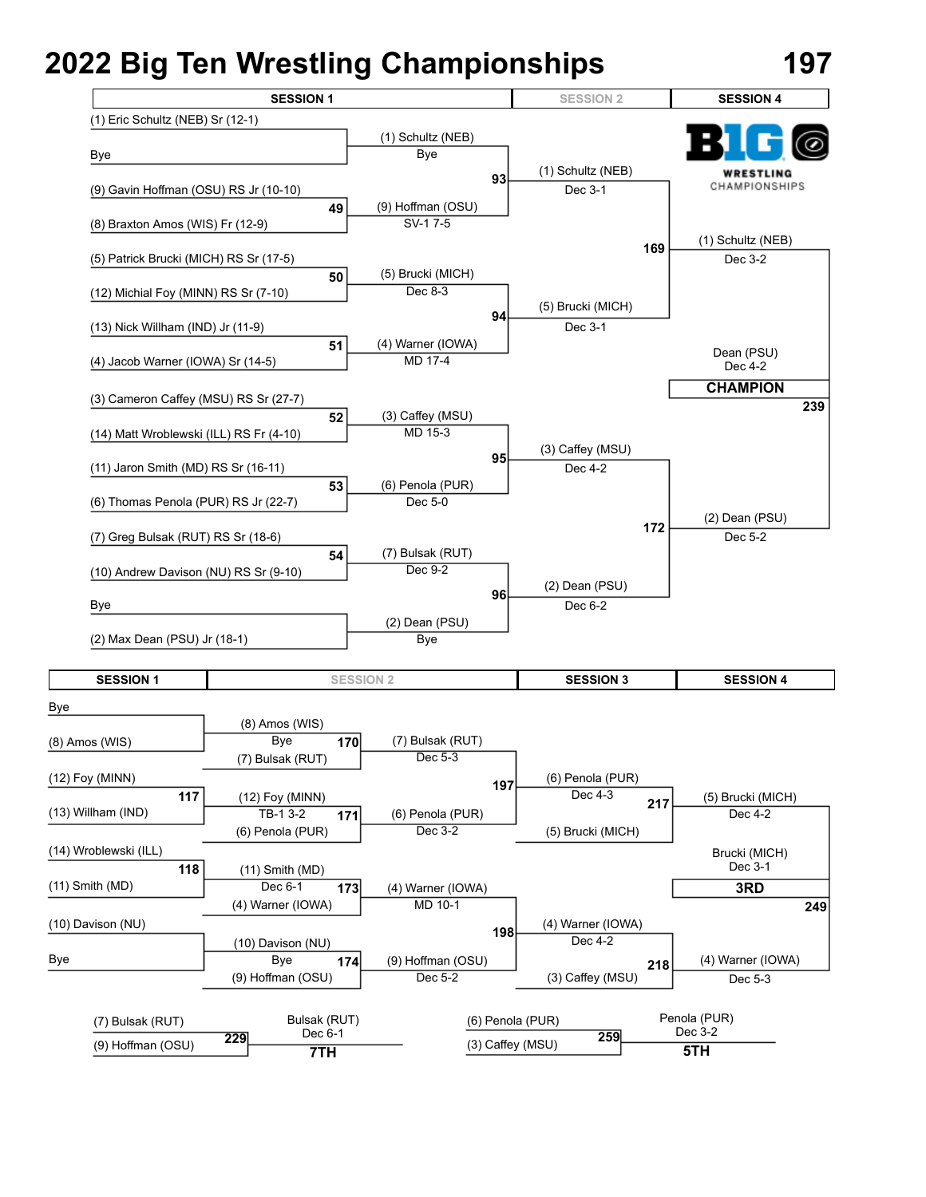# 2022 Big Ten Wrestling Championships

# 197

## Championship Bracket

### Session 1

| Bout | Wrestler | Wrestler | Winner | Result |
|---|---|---|---|---|
| | (1) Eric Schultz (NEB) Sr (12-1) | Bye | (1) Schultz (NEB) | Bye |
| 49 | (9) Gavin Hoffman (OSU) RS Jr (10-10) | (8) Braxton Amos (WIS) Fr (12-9) | (9) Hoffman (OSU) | SV-1 7-5 |
| 50 | (5) Patrick Brucki (MICH) RS Sr (17-5) | (12) Michial Foy (MINN) RS Sr (7-10) | (5) Brucki (MICH) | Dec 8-3 |
| 51 | (13) Nick Willham (IND) Jr (11-9) | (4) Jacob Warner (IOWA) Sr (14-5) | (4) Warner (IOWA) | MD 17-4 |
| 52 | (3) Cameron Caffey (MSU) RS Sr (27-7) | (14) Matt Wroblewski (ILL) RS Fr (4-10) | (3) Caffey (MSU) | MD 15-3 |
| 53 | (11) Jaron Smith (MD) RS Sr (16-11) | (6) Thomas Penola (PUR) RS Jr (22-7) | (6) Penola (PUR) | Dec 5-0 |
| 54 | (7) Greg Bulsak (RUT) RS Sr (18-6) | (10) Andrew Davison (NU) RS Sr (9-10) | (7) Bulsak (RUT) | Dec 9-2 |
| | Bye | (2) Max Dean (PSU) Jr (18-1) | (2) Dean (PSU) | Bye |

### Session 2

| Bout | Winner | Result |
|---|---|---|
| 93 | (1) Schultz (NEB) | Dec 3-1 |
| 94 | (5) Brucki (MICH) | Dec 3-1 |
| 95 | (3) Caffey (MSU) | Dec 4-2 |
| 96 | (2) Dean (PSU) | Dec 6-2 |

### Session 4

| Bout | Winner | Result |
|---|---|---|
| 169 | (1) Schultz (NEB) | Dec 3-2 |
| 172 | (2) Dean (PSU) | Dec 5-2 |
| 239 | **CHAMPION**: Dean (PSU) | Dec 4-2 |

## Consolation Bracket

### Session 1

| Bout | Wrestler | Wrestler | Winner | Result |
|---|---|---|---|---|
| | Bye | (8) Amos (WIS) | (8) Amos (WIS) | Bye |
| 117 | (12) Foy (MINN) | (13) Willham (IND) | (12) Foy (MINN) | TB-1 3-2 |
| 118 | (14) Wroblewski (ILL) | (11) Smith (MD) | (11) Smith (MD) | Dec 6-1 |
| | (10) Davison (NU) | Bye | (10) Davison (NU) | Bye |

### Session 2

| Bout | Wrestler | Wrestler | Winner | Result |
|---|---|---|---|---|
| 170 | (8) Amos (WIS) | (7) Bulsak (RUT) | (7) Bulsak (RUT) | Dec 5-3 |
| 171 | (12) Foy (MINN) | (6) Penola (PUR) | (6) Penola (PUR) | Dec 3-2 |
| 173 | (11) Smith (MD) | (4) Warner (IOWA) | (4) Warner (IOWA) | MD 10-1 |
| 174 | (10) Davison (NU) | (9) Hoffman (OSU) | (9) Hoffman (OSU) | Dec 5-2 |

### Session 3

| Bout | Wrestler | Wrestler | Winner | Result |
|---|---|---|---|---|
| 197 | (7) Bulsak (RUT) | (6) Penola (PUR) | (6) Penola (PUR) | Dec 4-3 |
| 198 | (4) Warner (IOWA) | (9) Hoffman (OSU) | (4) Warner (IOWA) | Dec 4-2 |
| 217 | (6) Penola (PUR) | (5) Brucki (MICH) | (5) Brucki (MICH) | Dec 4-2 |
| 218 | (4) Warner (IOWA) | (3) Caffey (MSU) | (4) Warner (IOWA) | Dec 5-3 |

### Session 4

| Bout | Wrestler | Wrestler | Winner | Result | Place |
|---|---|---|---|---|---|
| 249 | (5) Brucki (MICH) | (4) Warner (IOWA) | Brucki (MICH) | Dec 3-1 | **3RD** |
| 229 | (7) Bulsak (RUT) | (9) Hoffman (OSU) | Bulsak (RUT) | Dec 6-1 | **7TH** |
| 259 | (6) Penola (PUR) | (3) Caffey (MSU) | Penola (PUR) | Dec 3-2 | **5TH** |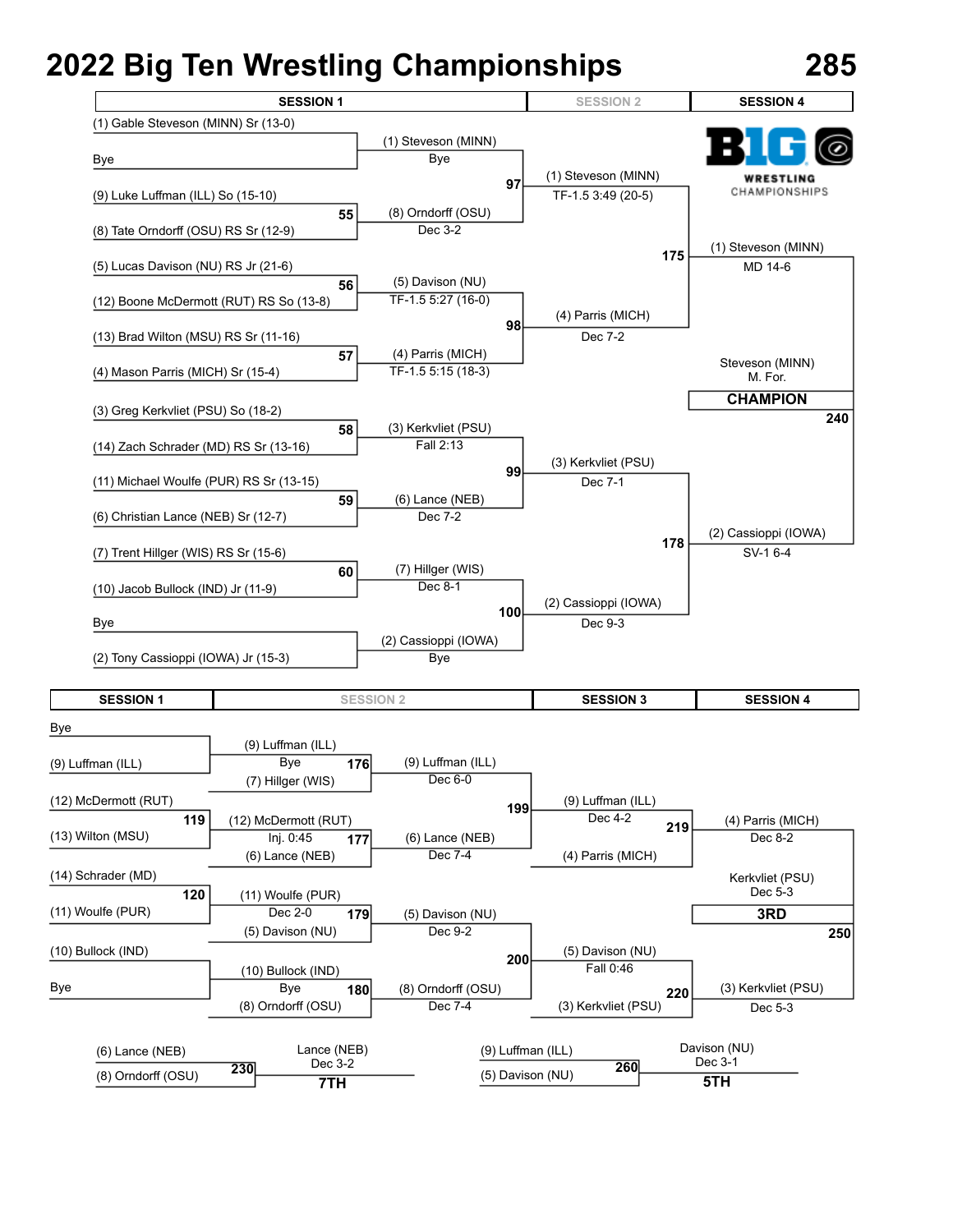# 2022 Big Ten Wrestling Championships

**285**

**SESSION 1** | SESSION 2 | **SESSION 4**

WRESTLING CHAMPIONSHIPS

(1) Gable Steveson (MINN) Sr (13-0)
Bye

(1) Steveson (MINN)
Bye

97

(9) Luke Luffman (ILL) So (15-10)
55
(8) Tate Orndorff (OSU) RS Sr (12-9)

(8) Orndorff (OSU)
Dec 3-2

(1) Steveson (MINN)
TF-1.5 3:49 (20-5)

175

(1) Steveson (MINN)
MD 14-6

(5) Lucas Davison (NU) RS Jr (21-6)
56
(12) Boone McDermott (RUT) RS So (13-8)

(5) Davison (NU)
TF-1.5 5:27 (16-0)

98

(4) Parris (MICH)
Dec 7-2

(13) Brad Wilton (MSU) RS Sr (11-16)
57
(4) Mason Parris (MICH) Sr (15-4)

(4) Parris (MICH)
TF-1.5 5:15 (18-3)

Steveson (MINN)
M. For.

**CHAMPION**

240

(3) Greg Kerkvliet (PSU) So (18-2)
58
(14) Zach Schrader (MD) RS Sr (13-16)

(3) Kerkvliet (PSU)
Fall 2:13

99

(3) Kerkvliet (PSU)
Dec 7-1

(11) Michael Woulfe (PUR) RS Sr (13-15)
59
(6) Christian Lance (NEB) Sr (12-7)

(6) Lance (NEB)
Dec 7-2

178

(2) Cassioppi (IOWA)
SV-1 6-4

(7) Trent Hillger (WIS) RS Sr (15-6)
60
(10) Jacob Bullock (IND) Jr (11-9)

(7) Hillger (WIS)
Dec 8-1

100

(2) Cassioppi (IOWA)
Dec 9-3

Bye
(2) Tony Cassioppi (IOWA) Jr (15-3)

(2) Cassioppi (IOWA)
Bye

**SESSION 1** | SESSION 2 | **SESSION 3** | **SESSION 4**

Bye
(9) Luffman (ILL)

(9) Luffman (ILL)
Bye
176
(7) Hillger (WIS)

(9) Luffman (ILL)
Dec 6-0

199

(9) Luffman (ILL)
Dec 4-2

219

(4) Parris (MICH)
Dec 8-2

(12) McDermott (RUT)
119
(13) Wilton (MSU)

(12) McDermott (RUT)
Inj. 0:45
177
(6) Lance (NEB)

(6) Lance (NEB)
Dec 7-4

(4) Parris (MICH)

Kerkvliet (PSU)
Dec 5-3

**3RD**

250

(14) Schrader (MD)
120
(11) Woulfe (PUR)

(11) Woulfe (PUR)
Dec 2-0
179
(5) Davison (NU)

(5) Davison (NU)
Dec 9-2

200

(5) Davison (NU)
Fall 0:46

220

(3) Kerkvliet (PSU)
Dec 5-3

(10) Bullock (IND)
Bye

(10) Bullock (IND)
Bye
180
(8) Orndorff (OSU)

(8) Orndorff (OSU)
Dec 7-4

(3) Kerkvliet (PSU)

(6) Lance (NEB)
230
(8) Orndorff (OSU)

Lance (NEB)
Dec 3-2

**7TH**

(9) Luffman (ILL)
260
(5) Davison (NU)

Davison (NU)
Dec 3-1

**5TH**